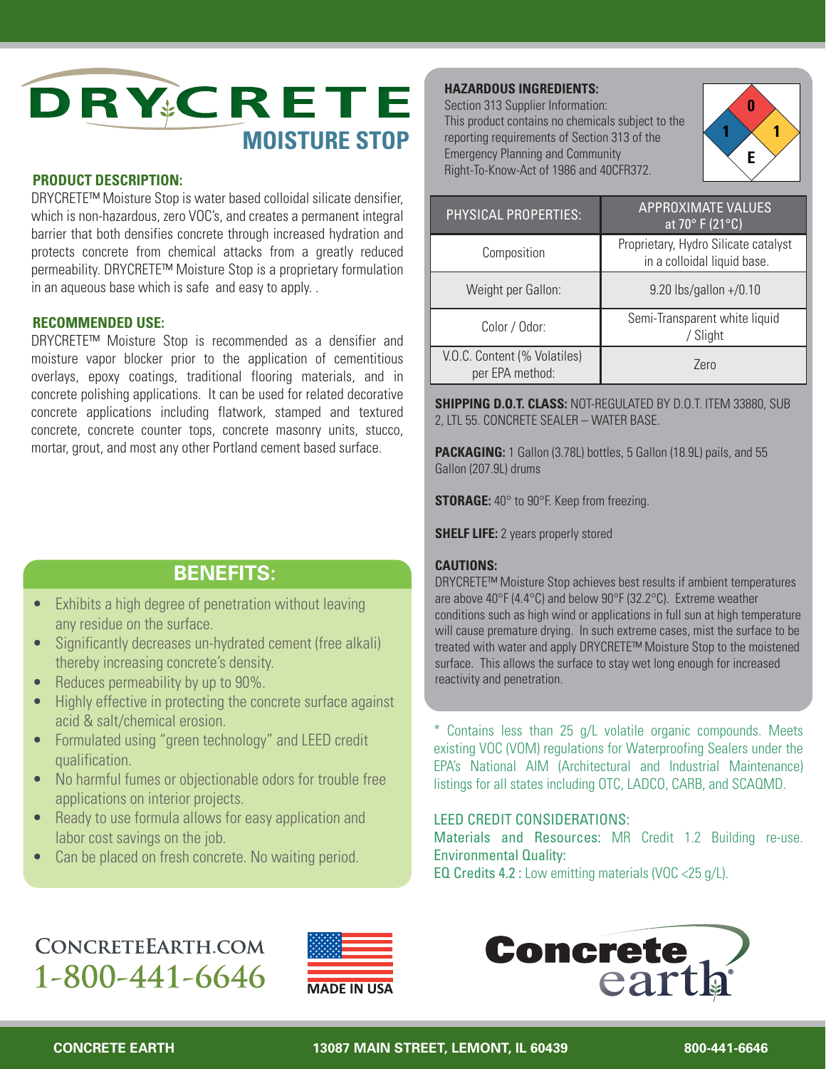# DRYCRETE MOISTURE STOP

## PRODUCT DESCRIPTION:

DRYCRETE™ Moisture Stop is water based colloidal silicate densifier, which is non-hazardous, zero VOC's, and creates a permanent integral barrier that both densifies concrete through increased hydration and protects concrete from chemical attacks from a greatly reduced permeability. DRYCRETE™ Moisture Stop is a proprietary formulation in an aqueous base which is safe and easy to apply. .

## RECOMMENDED USE:

DRYCRETE™ Moisture Stop is recommended as a densifier and moisture vapor blocker prior to the application of cementitious overlays, epoxy coatings, traditional flooring materials, and in concrete polishing applications. It can be used for related decorative concrete applications including flatwork, stamped and textured concrete, concrete counter tops, concrete masonry units, stucco, mortar, grout, and most any other Portland cement based surface.

## BENEFITS:

- Exhibits a high degree of penetration without leaving any residue on the surface.
- Significantly decreases un-hydrated cement (free alkali) thereby increasing concrete's density.
- Reduces permeability by up to 90%.
- Highly effective in protecting the concrete surface against acid & salt/chemical erosion.
- Formulated using "green technology" and LEED credit qualification.
- No harmful fumes or objectionable odors for trouble free applications on interior projects.
- Ready to use formula allows for easy application and labor cost savings on the job.
- Can be placed on fresh concrete. No waiting period.

## HAZARDOUS INGREDIENTS:

Section 313 Supplier Information:
This product contains no chemicals subject to the reporting requirements of Section 313 of the Emergency Planning and Community Right-To-Know-Act of 1986 and 40CFR372.

NFPA: Health 1, Flammability 0, Reactivity 1, Special E

| PHYSICAL PROPERTIES: | APPROXIMATE VALUES at 70° F (21°C) |
| --- | --- |
| Composition | Proprietary, Hydro Silicate catalyst in a colloidal liquid base. |
| Weight per Gallon: | 9.20 lbs/gallon +/0.10 |
| Color / Odor: | Semi-Transparent white liquid / Slight |
| V.O.C. Content (% Volatiles) per EPA method: | Zero |

**SHIPPING D.O.T. CLASS:** NOT-REGULATED BY D.O.T. ITEM 33880, SUB 2, LTL 55. CONCRETE SEALER – WATER BASE.

**PACKAGING:** 1 Gallon (3.78L) bottles, 5 Gallon (18.9L) pails, and 55 Gallon (207.9L) drums

**STORAGE:** 40° to 90°F. Keep from freezing.

**SHELF LIFE:** 2 years properly stored

**CAUTIONS:**
DRYCRETE™ Moisture Stop achieves best results if ambient temperatures are above 40°F (4.4°C) and below 90°F (32.2°C). Extreme weather conditions such as high wind or applications in full sun at high temperature will cause premature drying. In such extreme cases, mist the surface to be treated with water and apply DRYCRETE™ Moisture Stop to the moistened surface. This allows the surface to stay wet long enough for increased reactivity and penetration.

* Contains less than 25 g/L volatile organic compounds. Meets existing VOC (VOM) regulations for Waterproofing Sealers under the EPA's National AIM (Architectural and Industrial Maintenance) listings for all states including OTC, LADCO, CARB, and SCAQMD.

LEED CREDIT CONSIDERATIONS:
Materials and Resources: MR Credit 1.2 Building re-use.
Environmental Quality:
EQ Credits 4.2 : Low emitting materials (VOC <25 g/L).

CONCRETEEARTH.COM
1-800-441-6646

MADE IN USA

Concrete earth

CONCRETE EARTH — 13087 MAIN STREET, LEMONT, IL 60439 — 800-441-6646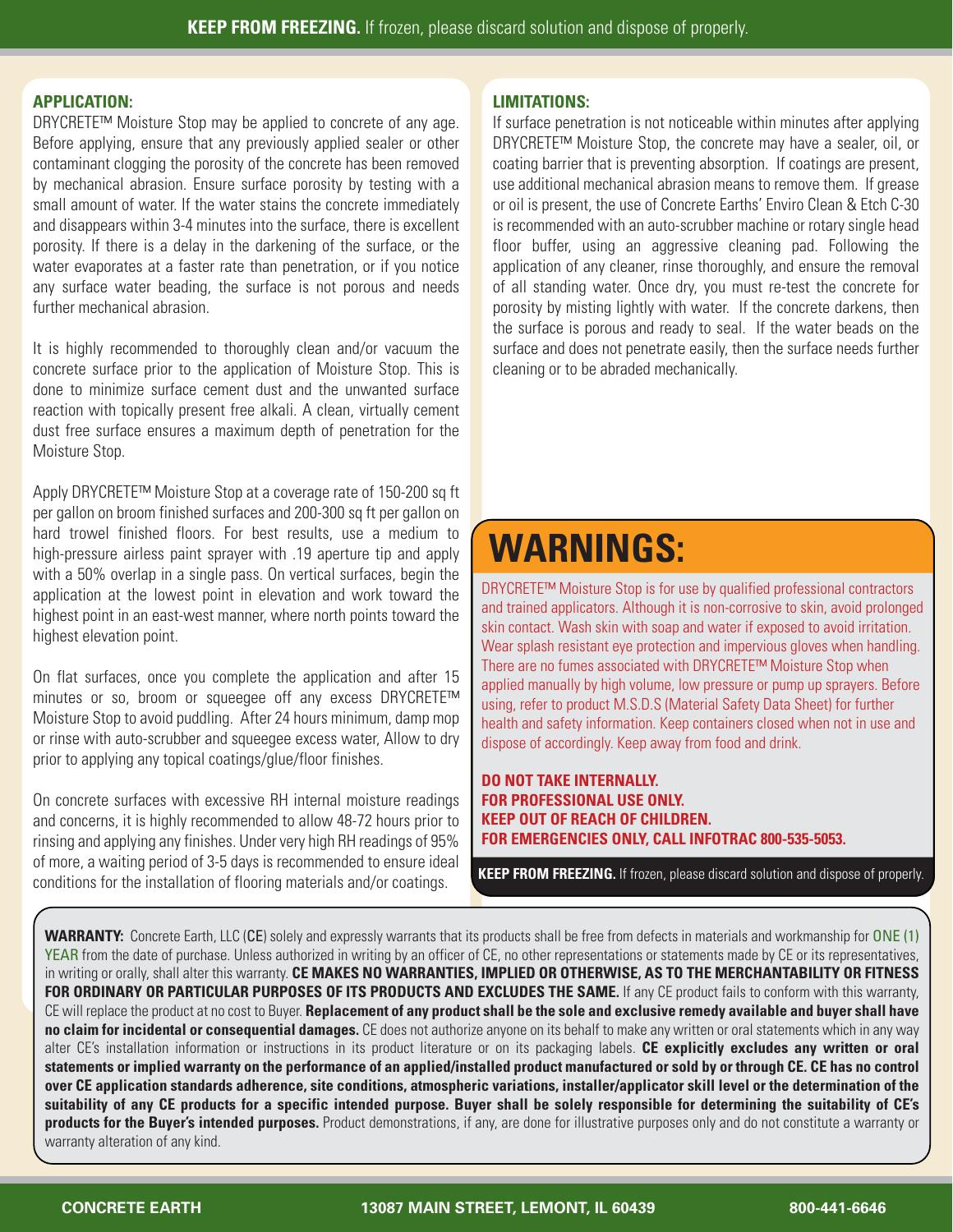**KEEP FROM FREEZING.** If frozen, please discard solution and dispose of properly.

## APPLICATION:

DRYCRETE™ Moisture Stop may be applied to concrete of any age. Before applying, ensure that any previously applied sealer or other contaminant clogging the porosity of the concrete has been removed by mechanical abrasion. Ensure surface porosity by testing with a small amount of water. If the water stains the concrete immediately and disappears within 3-4 minutes into the surface, there is excellent porosity. If there is a delay in the darkening of the surface, or the water evaporates at a faster rate than penetration, or if you notice any surface water beading, the surface is not porous and needs further mechanical abrasion.

It is highly recommended to thoroughly clean and/or vacuum the concrete surface prior to the application of Moisture Stop. This is done to minimize surface cement dust and the unwanted surface reaction with topically present free alkali. A clean, virtually cement dust free surface ensures a maximum depth of penetration for the Moisture Stop.

Apply DRYCRETE™ Moisture Stop at a coverage rate of 150-200 sq ft per gallon on broom finished surfaces and 200-300 sq ft per gallon on hard trowel finished floors. For best results, use a medium to high-pressure airless paint sprayer with .19 aperture tip and apply with a 50% overlap in a single pass. On vertical surfaces, begin the application at the lowest point in elevation and work toward the highest point in an east-west manner, where north points toward the highest elevation point.

On flat surfaces, once you complete the application and after 15 minutes or so, broom or squeegee off any excess DRYCRETE™ Moisture Stop to avoid puddling. After 24 hours minimum, damp mop or rinse with auto-scrubber and squeegee excess water, Allow to dry prior to applying any topical coatings/glue/floor finishes.

On concrete surfaces with excessive RH internal moisture readings and concerns, it is highly recommended to allow 48-72 hours prior to rinsing and applying any finishes. Under very high RH readings of 95% of more, a waiting period of 3-5 days is recommended to ensure ideal conditions for the installation of flooring materials and/or coatings.

## LIMITATIONS:

If surface penetration is not noticeable within minutes after applying DRYCRETE™ Moisture Stop, the concrete may have a sealer, oil, or coating barrier that is preventing absorption. If coatings are present, use additional mechanical abrasion means to remove them. If grease or oil is present, the use of Concrete Earths' Enviro Clean & Etch C-30 is recommended with an auto-scrubber machine or rotary single head floor buffer, using an aggressive cleaning pad. Following the application of any cleaner, rinse thoroughly, and ensure the removal of all standing water. Once dry, you must re-test the concrete for porosity by misting lightly with water. If the concrete darkens, then the surface is porous and ready to seal. If the water beads on the surface and does not penetrate easily, then the surface needs further cleaning or to be abraded mechanically.

## WARNINGS:

DRYCRETE™ Moisture Stop is for use by qualified professional contractors and trained applicators. Although it is non-corrosive to skin, avoid prolonged skin contact. Wash skin with soap and water if exposed to avoid irritation. Wear splash resistant eye protection and impervious gloves when handling. There are no fumes associated with DRYCRETE™ Moisture Stop when applied manually by high volume, low pressure or pump up sprayers. Before using, refer to product M.S.D.S (Material Safety Data Sheet) for further health and safety information. Keep containers closed when not in use and dispose of accordingly. Keep away from food and drink.

**DO NOT TAKE INTERNALLY.**
**FOR PROFESSIONAL USE ONLY.**
**KEEP OUT OF REACH OF CHILDREN.**
**FOR EMERGENCIES ONLY, CALL INFOTRAC 800-535-5053.**

**KEEP FROM FREEZING.** If frozen, please discard solution and dispose of properly.

**WARRANTY:** Concrete Earth, LLC (**CE**) solely and expressly warrants that its products shall be free from defects in materials and workmanship for ONE (1) YEAR from the date of purchase. Unless authorized in writing by an officer of CE, no other representations or statements made by CE or its representatives, in writing or orally, shall alter this warranty. **CE MAKES NO WARRANTIES, IMPLIED OR OTHERWISE, AS TO THE MERCHANTABILITY OR FITNESS FOR ORDINARY OR PARTICULAR PURPOSES OF ITS PRODUCTS AND EXCLUDES THE SAME.** If any CE product fails to conform with this warranty, CE will replace the product at no cost to Buyer. **Replacement of any product shall be the sole and exclusive remedy available and buyer shall have no claim for incidental or consequential damages.** CE does not authorize anyone on its behalf to make any written or oral statements which in any way alter CE's installation information or instructions in its product literature or on its packaging labels. **CE explicitly excludes any written or oral statements or implied warranty on the performance of an applied/installed product manufactured or sold by or through CE. CE has no control over CE application standards adherence, site conditions, atmospheric variations, installer/applicator skill level or the determination of the suitability of any CE products for a specific intended purpose. Buyer shall be solely responsible for determining the suitability of CE's products for the Buyer's intended purposes.** Product demonstrations, if any, are done for illustrative purposes only and do not constitute a warranty or warranty alteration of any kind.

**CONCRETE EARTH** **13087 MAIN STREET, LEMONT, IL 60439** **800-441-6646**